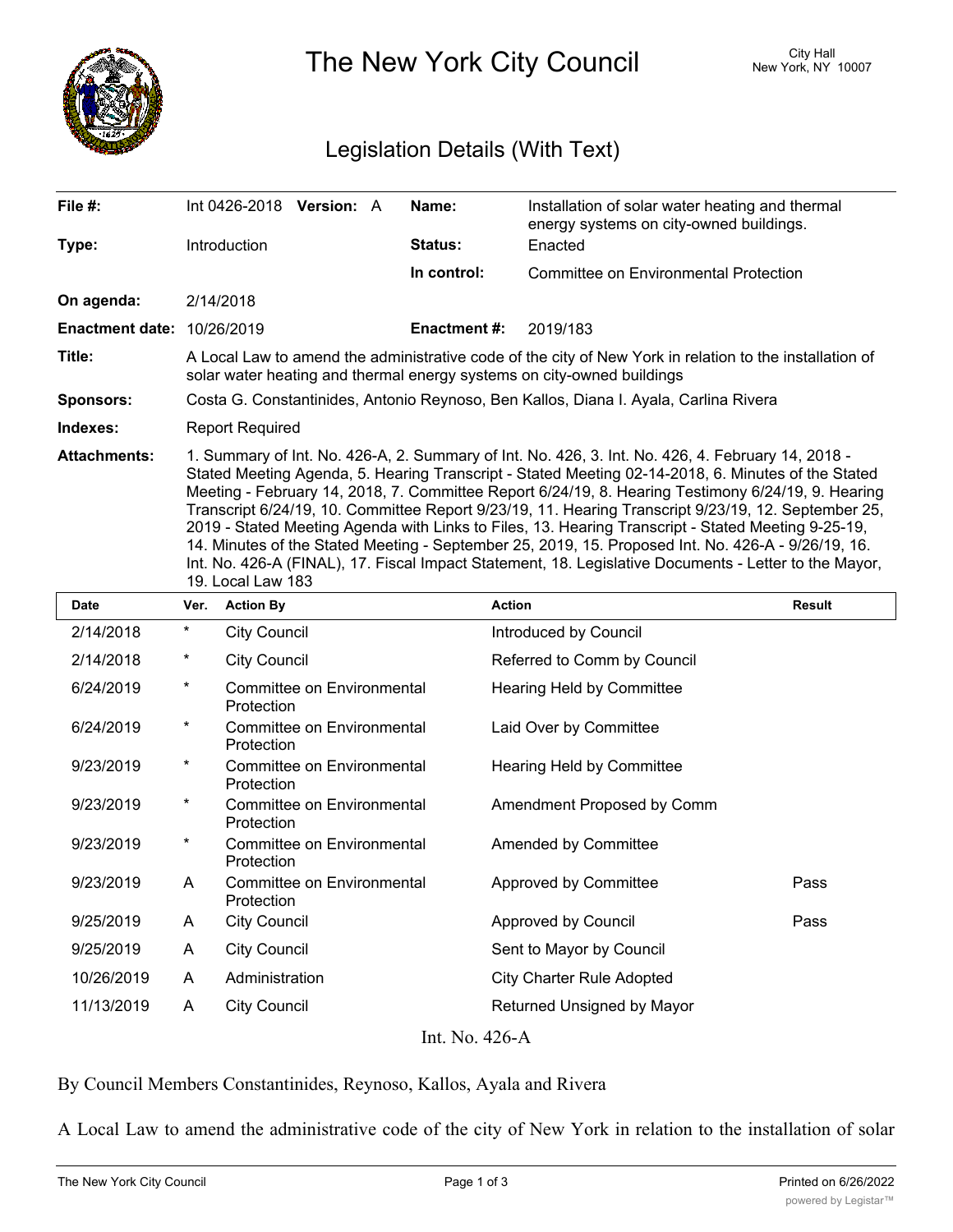# The New York City Council

City Hall
New York, NY 10007

## Legislation Details (With Text)

| | | | |
|---|---|---|---|
| **File #:** | Int 0426-2018 **Version:** A | **Name:** | Installation of solar water heating and thermal energy systems on city-owned buildings. |
| **Type:** | Introduction | **Status:** | Enacted |
| | | **In control:** | Committee on Environmental Protection |
| **On agenda:** | 2/14/2018 | | |
| **Enactment date:** | 10/26/2019 | **Enactment #:** | 2019/183 |

**Title:** A Local Law to amend the administrative code of the city of New York in relation to the installation of solar water heating and thermal energy systems on city-owned buildings

**Sponsors:** Costa G. Constantinides, Antonio Reynoso, Ben Kallos, Diana I. Ayala, Carlina Rivera

**Indexes:** Report Required

**Attachments:** 1. Summary of Int. No. 426-A, 2. Summary of Int. No. 426, 3. Int. No. 426, 4. February 14, 2018 - Stated Meeting Agenda, 5. Hearing Transcript - Stated Meeting 02-14-2018, 6. Minutes of the Stated Meeting - February 14, 2018, 7. Committee Report 6/24/19, 8. Hearing Testimony 6/24/19, 9. Hearing Transcript 6/24/19, 10. Committee Report 9/23/19, 11. Hearing Transcript 9/23/19, 12. September 25, 2019 - Stated Meeting Agenda with Links to Files, 13. Hearing Transcript - Stated Meeting 9-25-19, 14. Minutes of the Stated Meeting - September 25, 2019, 15. Proposed Int. No. 426-A - 9/26/19, 16. Int. No. 426-A (FINAL), 17. Fiscal Impact Statement, 18. Legislative Documents - Letter to the Mayor, 19. Local Law 183

| Date | Ver. | Action By | Action | Result |
|---|---|---|---|---|
| 2/14/2018 | * | City Council | Introduced by Council | |
| 2/14/2018 | * | City Council | Referred to Comm by Council | |
| 6/24/2019 | * | Committee on Environmental Protection | Hearing Held by Committee | |
| 6/24/2019 | * | Committee on Environmental Protection | Laid Over by Committee | |
| 9/23/2019 | * | Committee on Environmental Protection | Hearing Held by Committee | |
| 9/23/2019 | * | Committee on Environmental Protection | Amendment Proposed by Comm | |
| 9/23/2019 | * | Committee on Environmental Protection | Amended by Committee | |
| 9/23/2019 | A | Committee on Environmental Protection | Approved by Committee | Pass |
| 9/25/2019 | A | City Council | Approved by Council | Pass |
| 9/25/2019 | A | City Council | Sent to Mayor by Council | |
| 10/26/2019 | A | Administration | City Charter Rule Adopted | |
| 11/13/2019 | A | City Council | Returned Unsigned by Mayor | |

Int. No. 426-A

By Council Members Constantinides, Reynoso, Kallos, Ayala and Rivera

A Local Law to amend the administrative code of the city of New York in relation to the installation of solar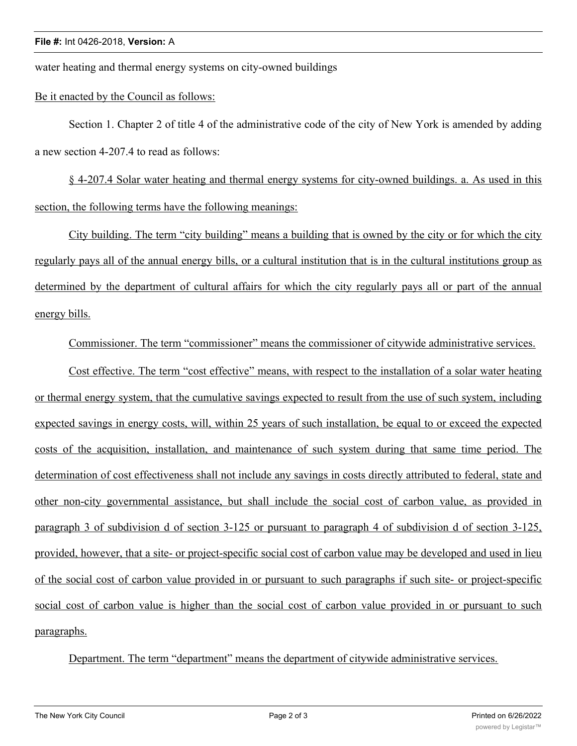water heating and thermal energy systems on city-owned buildings

Be it enacted by the Council as follows:

Section 1. Chapter 2 of title 4 of the administrative code of the city of New York is amended by adding a new section 4-207.4 to read as follows:

§ 4-207.4 Solar water heating and thermal energy systems for city-owned buildings. a. As used in this section, the following terms have the following meanings:

City building. The term "city building" means a building that is owned by the city or for which the city regularly pays all of the annual energy bills, or a cultural institution that is in the cultural institutions group as determined by the department of cultural affairs for which the city regularly pays all or part of the annual energy bills.

Commissioner. The term "commissioner" means the commissioner of citywide administrative services.

Cost effective. The term "cost effective" means, with respect to the installation of a solar water heating or thermal energy system, that the cumulative savings expected to result from the use of such system, including expected savings in energy costs, will, within 25 years of such installation, be equal to or exceed the expected costs of the acquisition, installation, and maintenance of such system during that same time period. The determination of cost effectiveness shall not include any savings in costs directly attributed to federal, state and other non-city governmental assistance, but shall include the social cost of carbon value, as provided in paragraph 3 of subdivision d of section 3-125 or pursuant to paragraph 4 of subdivision d of section 3-125, provided, however, that a site- or project-specific social cost of carbon value may be developed and used in lieu of the social cost of carbon value provided in or pursuant to such paragraphs if such site- or project-specific social cost of carbon value is higher than the social cost of carbon value provided in or pursuant to such paragraphs.

Department. The term "department" means the department of citywide administrative services.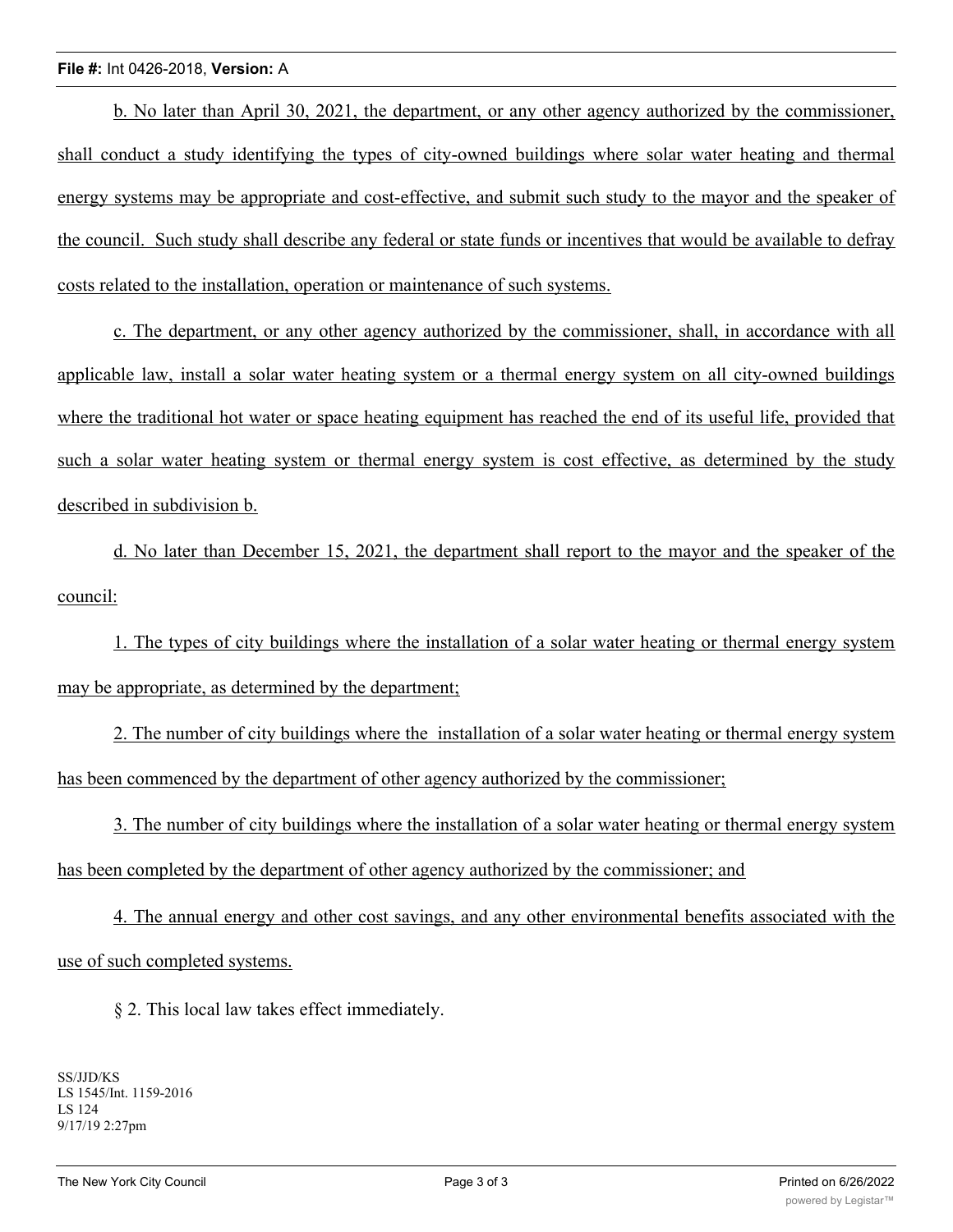b. No later than April 30, 2021, the department, or any other agency authorized by the commissioner, shall conduct a study identifying the types of city-owned buildings where solar water heating and thermal energy systems may be appropriate and cost-effective, and submit such study to the mayor and the speaker of the council. Such study shall describe any federal or state funds or incentives that would be available to defray costs related to the installation, operation or maintenance of such systems.

c. The department, or any other agency authorized by the commissioner, shall, in accordance with all applicable law, install a solar water heating system or a thermal energy system on all city-owned buildings where the traditional hot water or space heating equipment has reached the end of its useful life, provided that such a solar water heating system or thermal energy system is cost effective, as determined by the study described in subdivision b.

d. No later than December 15, 2021, the department shall report to the mayor and the speaker of the council:

1. The types of city buildings where the installation of a solar water heating or thermal energy system may be appropriate, as determined by the department;

2. The number of city buildings where the installation of a solar water heating or thermal energy system has been commenced by the department of other agency authorized by the commissioner;

3. The number of city buildings where the installation of a solar water heating or thermal energy system has been completed by the department of other agency authorized by the commissioner; and

4. The annual energy and other cost savings, and any other environmental benefits associated with the use of such completed systems.

§ 2. This local law takes effect immediately.

SS/JJD/KS
LS 1545/Int. 1159-2016
LS 124
9/17/19 2:27pm